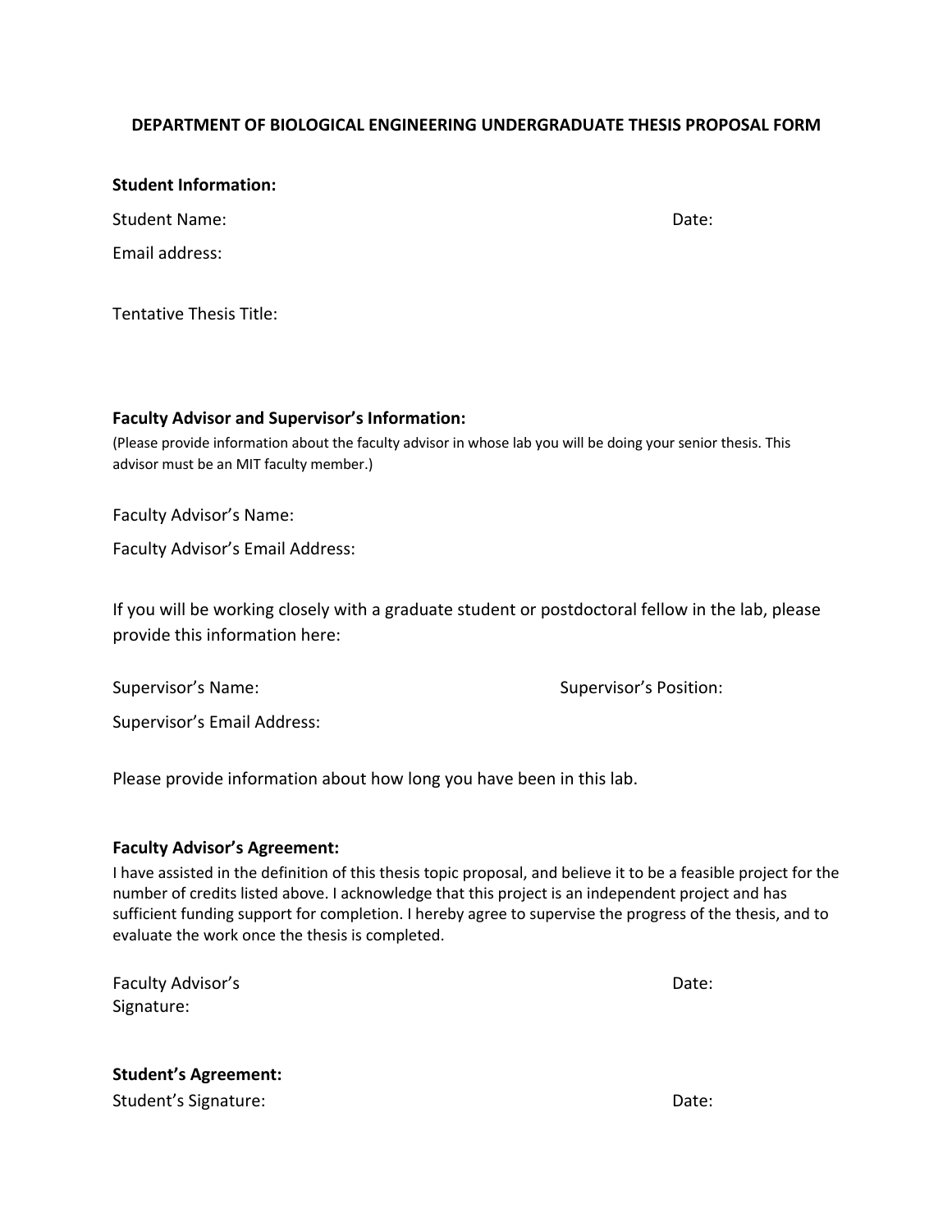# DEPARTMENT OF BIOLOGICAL ENGINEERING UNDERGRADUATE THESIS PROPOSAL FORM

**Student Information:**

Student Name: Date:

Email address:

Tentative Thesis Title:

**Faculty Advisor and Supervisor's Information:**

(Please provide information about the faculty advisor in whose lab you will be doing your senior thesis. This advisor must be an MIT faculty member.)

Faculty Advisor's Name:

Faculty Advisor's Email Address:

If you will be working closely with a graduate student or postdoctoral fellow in the lab, please provide this information here:

Supervisor's Name: Supervisor's Position:

Supervisor's Email Address:

Please provide information about how long you have been in this lab.

**Faculty Advisor's Agreement:**

I have assisted in the definition of this thesis topic proposal, and believe it to be a feasible project for the number of credits listed above. I acknowledge that this project is an independent project and has sufficient funding support for completion. I hereby agree to supervise the progress of the thesis, and to evaluate the work once the thesis is completed.

Faculty Advisor's Signature: Date:

**Student's Agreement:**

Student's Signature: Date: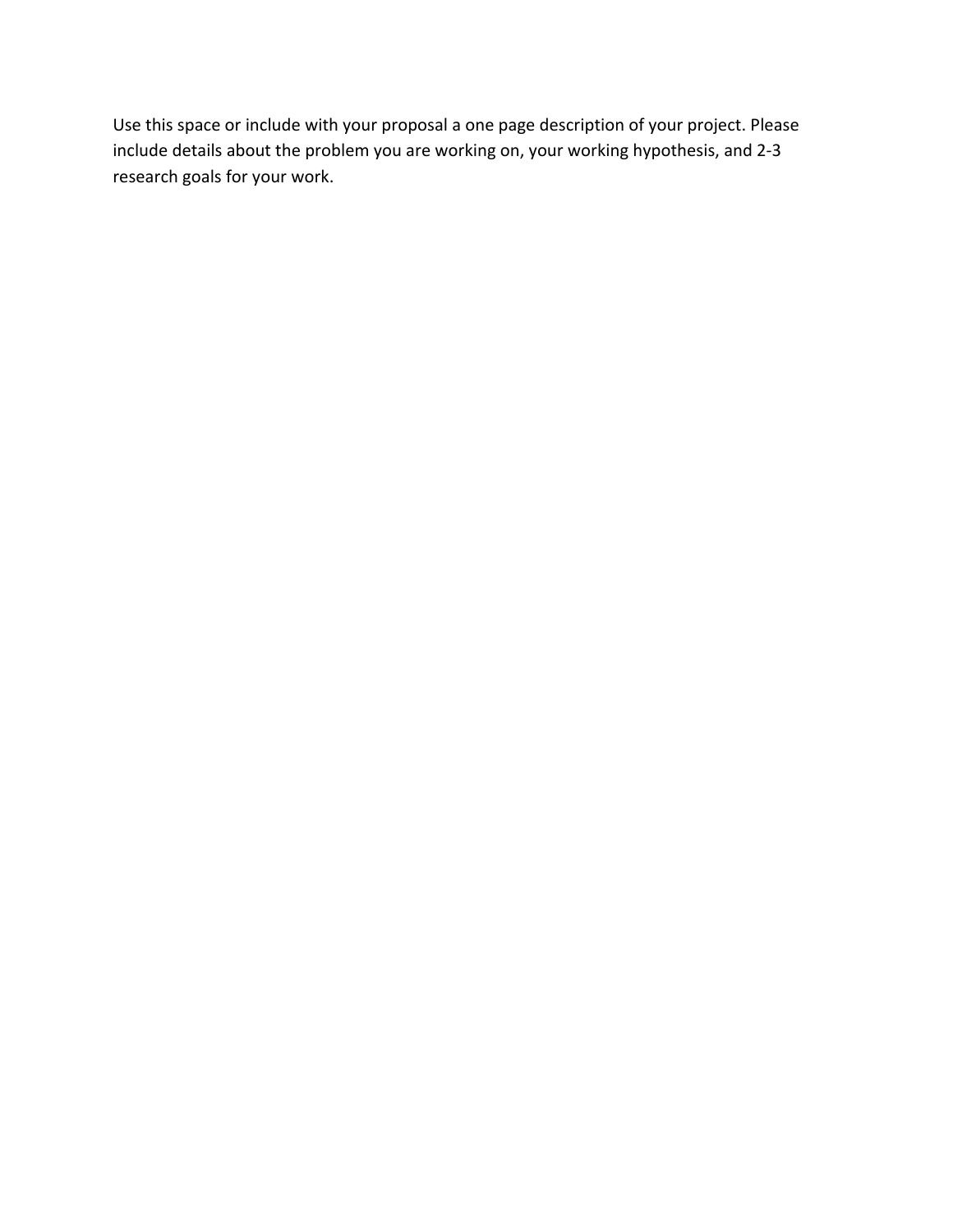Use this space or include with your proposal a one page description of your project. Please include details about the problem you are working on, your working hypothesis, and 2-3 research goals for your work.